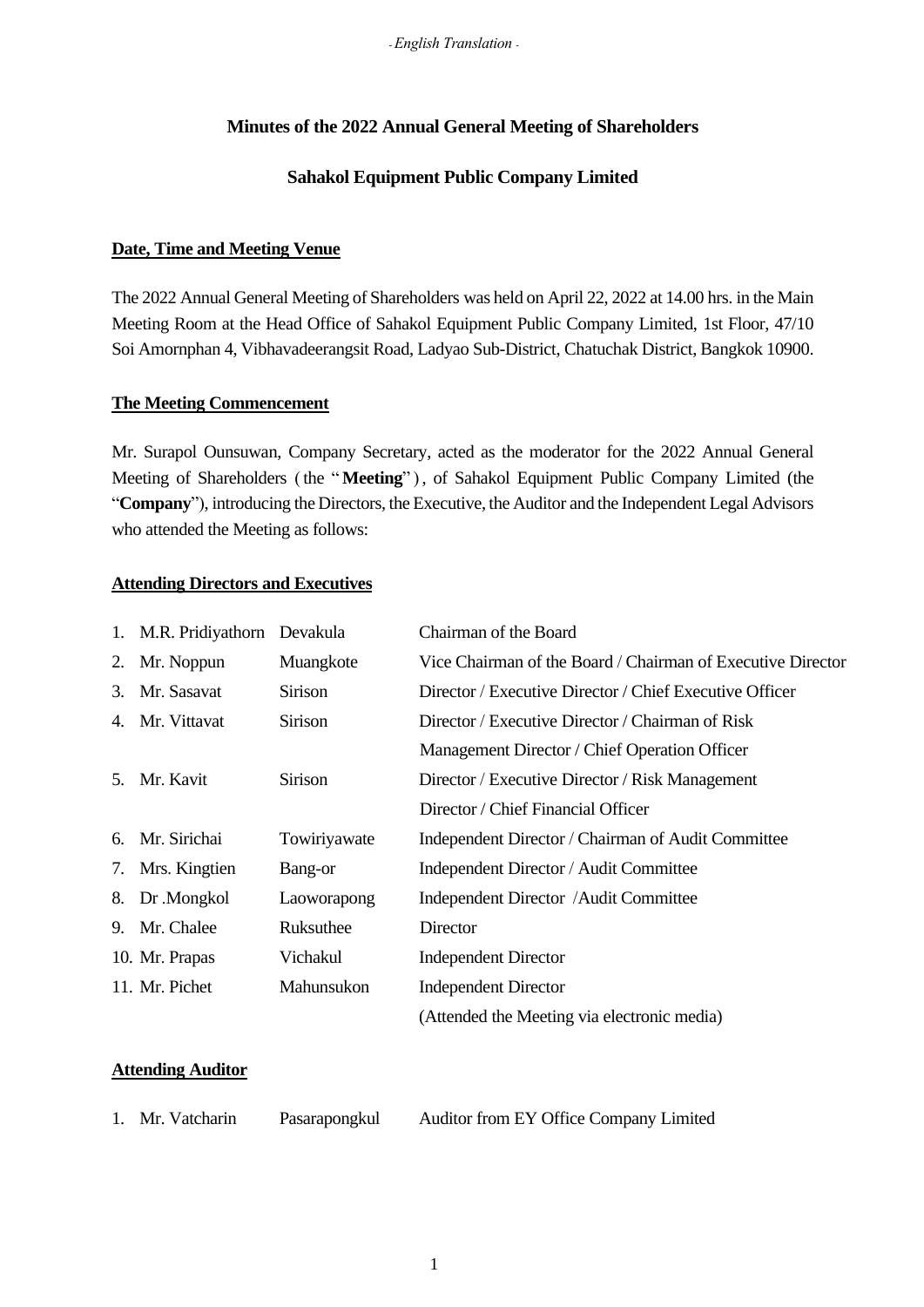*- English Translation -*

# Minutes of the 2022 Annual General Meeting of Shareholders

## Sahakol Equipment Public Company Limited

**Date, Time and Meeting Venue**

The 2022 Annual General Meeting of Shareholders was held on April 22, 2022 at 14.00 hrs. in the Main Meeting Room at the Head Office of Sahakol Equipment Public Company Limited, 1st Floor, 47/10 Soi Amornphan 4, Vibhavadeerangsit Road, Ladyao Sub-District, Chatuchak District, Bangkok 10900.

**The Meeting Commencement**

Mr. Surapol Ounsuwan, Company Secretary, acted as the moderator for the 2022 Annual General Meeting of Shareholders (the "**Meeting**"), of Sahakol Equipment Public Company Limited (the "**Company**"), introducing the Directors, the Executive, the Auditor and the Independent Legal Advisors who attended the Meeting as follows:

**Attending Directors and Executives**

| | | | |
|---|---|---|---|
| 1. | M.R. Pridiyathorn | Devakula | Chairman of the Board |
| 2. | Mr. Noppun | Muangkote | Vice Chairman of the Board / Chairman of Executive Director |
| 3. | Mr. Sasavat | Sirison | Director / Executive Director / Chief Executive Officer |
| 4. | Mr. Vittavat | Sirison | Director / Executive Director / Chairman of Risk Management Director / Chief Operation Officer |
| 5. | Mr. Kavit | Sirison | Director / Executive Director / Risk Management Director / Chief Financial Officer |
| 6. | Mr. Sirichai | Towiriyawate | Independent Director / Chairman of Audit Committee |
| 7. | Mrs. Kingtien | Bang-or | Independent Director / Audit Committee |
| 8. | Dr .Mongkol | Laoworapong | Independent Director /Audit Committee |
| 9. | Mr. Chalee | Ruksuthee | Director |
| 10. | Mr. Prapas | Vichakul | Independent Director |
| 11. | Mr. Pichet | Mahunsukon | Independent Director (Attended the Meeting via electronic media) |

**Attending Auditor**

| | | | |
|---|---|---|---|
| 1. | Mr. Vatcharin | Pasarapongkul | Auditor from EY Office Company Limited |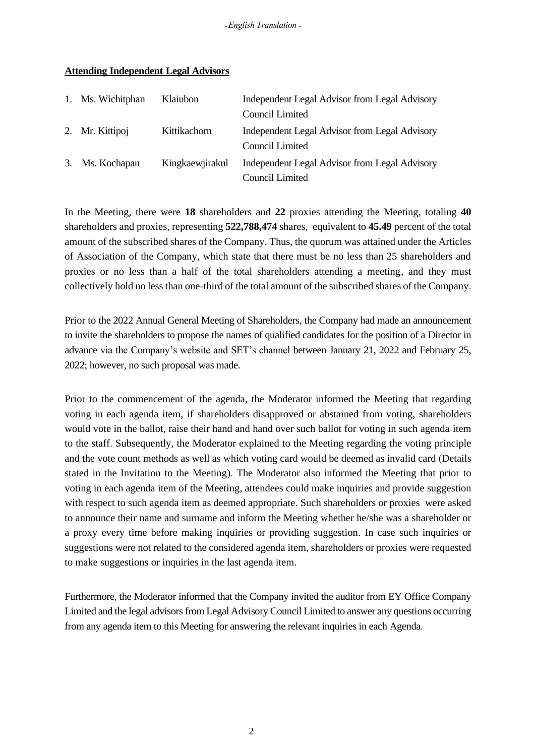**Attending Independent Legal Advisors**

| | | |
|---|---|---|
| 1. Ms. Wichitphan | Klaiubon | Independent Legal Advisor from Legal Advisory Council Limited |
| 2. Mr. Kittipoj | Kittikachorn | Independent Legal Advisor from Legal Advisory Council Limited |
| 3. Ms. Kochapan | Kingkaewjirakul | Independent Legal Advisor from Legal Advisory Council Limited |

In the Meeting, there were **18** shareholders and **22** proxies attending the Meeting, totaling **40** shareholders and proxies, representing **522,788,474** shares, equivalent to **45.49** percent of the total amount of the subscribed shares of the Company. Thus, the quorum was attained under the Articles of Association of the Company, which state that there must be no less than 25 shareholders and proxies or no less than a half of the total shareholders attending a meeting, and they must collectively hold no less than one-third of the total amount of the subscribed shares of the Company.

Prior to the 2022 Annual General Meeting of Shareholders, the Company had made an announcement to invite the shareholders to propose the names of qualified candidates for the position of a Director in advance via the Company's website and SET's channel between January 21, 2022 and February 25, 2022; however, no such proposal was made.

Prior to the commencement of the agenda, the Moderator informed the Meeting that regarding voting in each agenda item, if shareholders disapproved or abstained from voting, shareholders would vote in the ballot, raise their hand and hand over such ballot for voting in such agenda item to the staff. Subsequently, the Moderator explained to the Meeting regarding the voting principle and the vote count methods as well as which voting card would be deemed as invalid card (Details stated in the Invitation to the Meeting). The Moderator also informed the Meeting that prior to voting in each agenda item of the Meeting, attendees could make inquiries and provide suggestion with respect to such agenda item as deemed appropriate. Such shareholders or proxies were asked to announce their name and surname and inform the Meeting whether he/she was a shareholder or a proxy every time before making inquiries or providing suggestion. In case such inquiries or suggestions were not related to the considered agenda item, shareholders or proxies were requested to make suggestions or inquiries in the last agenda item.

Furthermore, the Moderator informed that the Company invited the auditor from EY Office Company Limited and the legal advisors from Legal Advisory Council Limited to answer any questions occurring from any agenda item to this Meeting for answering the relevant inquiries in each Agenda.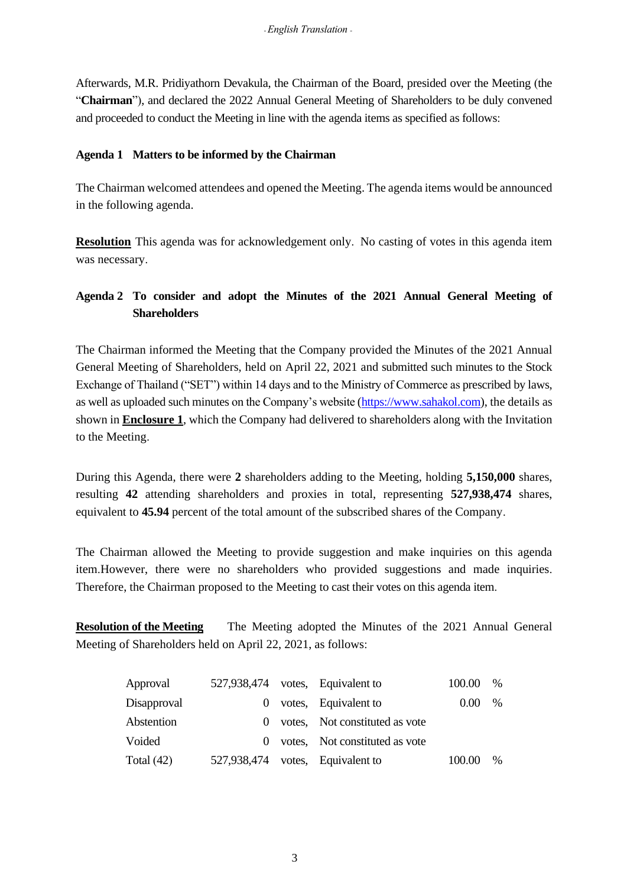Afterwards, M.R. Pridiyathorn Devakula, the Chairman of the Board, presided over the Meeting (the "**Chairman**"), and declared the 2022 Annual General Meeting of Shareholders to be duly convened and proceeded to conduct the Meeting in line with the agenda items as specified as follows:

**Agenda 1 Matters to be informed by the Chairman**

The Chairman welcomed attendees and opened the Meeting. The agenda items would be announced in the following agenda.

**Resolution** This agenda was for acknowledgement only. No casting of votes in this agenda item was necessary.

**Agenda 2 To consider and adopt the Minutes of the 2021 Annual General Meeting of Shareholders**

The Chairman informed the Meeting that the Company provided the Minutes of the 2021 Annual General Meeting of Shareholders, held on April 22, 2021 and submitted such minutes to the Stock Exchange of Thailand ("SET") within 14 days and to the Ministry of Commerce as prescribed by laws, as well as uploaded such minutes on the Company's website (https://www.sahakol.com), the details as shown in **Enclosure 1**, which the Company had delivered to shareholders along with the Invitation to the Meeting.

During this Agenda, there were **2** shareholders adding to the Meeting, holding **5,150,000** shares, resulting **42** attending shareholders and proxies in total, representing **527,938,474** shares, equivalent to **45.94** percent of the total amount of the subscribed shares of the Company.

The Chairman allowed the Meeting to provide suggestion and make inquiries on this agenda item.However, there were no shareholders who provided suggestions and made inquiries. Therefore, the Chairman proposed to the Meeting to cast their votes on this agenda item.

**Resolution of the Meeting** The Meeting adopted the Minutes of the 2021 Annual General Meeting of Shareholders held on April 22, 2021, as follows:

| | | | | | |
|---|---|---|---|---|---|
| Approval | 527,938,474 | votes, | Equivalent to | 100.00 | % |
| Disapproval | 0 | votes, | Equivalent to | 0.00 | % |
| Abstention | 0 | votes, | Not constituted as vote | | |
| Voided | 0 | votes, | Not constituted as vote | | |
| Total (42) | 527,938,474 | votes, | Equivalent to | 100.00 | % |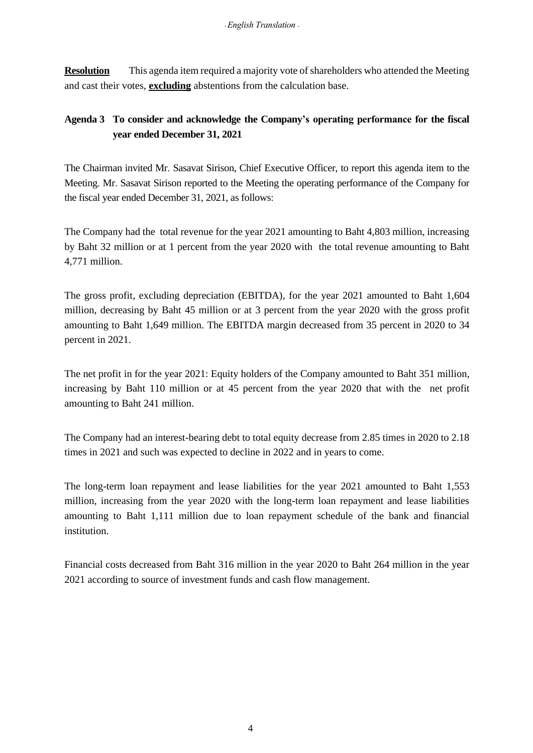**Resolution** This agenda item required a majority vote of shareholders who attended the Meeting and cast their votes, **excluding** abstentions from the calculation base.

**Agenda 3 To consider and acknowledge the Company's operating performance for the fiscal year ended December 31, 2021**

The Chairman invited Mr. Sasavat Sirison, Chief Executive Officer, to report this agenda item to the Meeting. Mr. Sasavat Sirison reported to the Meeting the operating performance of the Company for the fiscal year ended December 31, 2021, as follows:

The Company had the total revenue for the year 2021 amounting to Baht 4,803 million, increasing by Baht 32 million or at 1 percent from the year 2020 with the total revenue amounting to Baht 4,771 million.

The gross profit, excluding depreciation (EBITDA), for the year 2021 amounted to Baht 1,604 million, decreasing by Baht 45 million or at 3 percent from the year 2020 with the gross profit amounting to Baht 1,649 million. The EBITDA margin decreased from 35 percent in 2020 to 34 percent in 2021.

The net profit in for the year 2021: Equity holders of the Company amounted to Baht 351 million, increasing by Baht 110 million or at 45 percent from the year 2020 that with the net profit amounting to Baht 241 million.

The Company had an interest-bearing debt to total equity decrease from 2.85 times in 2020 to 2.18 times in 2021 and such was expected to decline in 2022 and in years to come.

The long-term loan repayment and lease liabilities for the year 2021 amounted to Baht 1,553 million, increasing from the year 2020 with the long-term loan repayment and lease liabilities amounting to Baht 1,111 million due to loan repayment schedule of the bank and financial institution.

Financial costs decreased from Baht 316 million in the year 2020 to Baht 264 million in the year 2021 according to source of investment funds and cash flow management.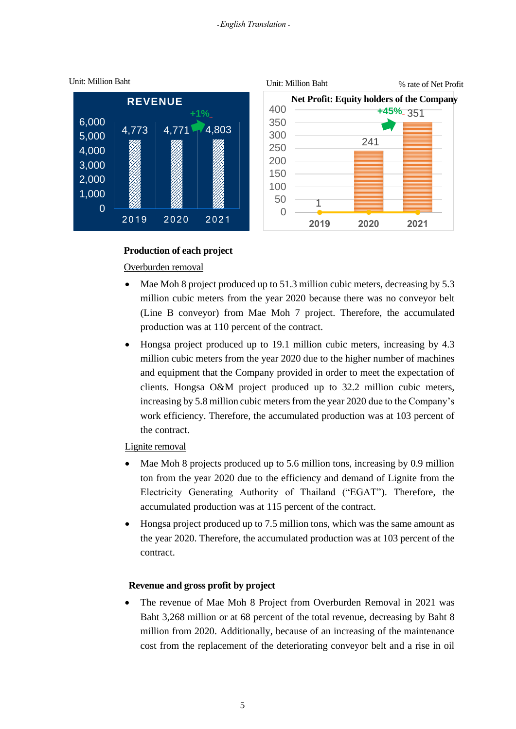Unit: Million Baht

**REVENUE**

| | 2019 | 2020 | 2021 |
|---|---|---|---|
| Revenue | 4,773 | 4,771 | 4,803 |

+1%

Unit: Million Baht

% rate of Net Profit

**Net Profit: Equity holders of the Company**

| | 2019 | 2020 | 2021 |
|---|---|---|---|
| Net Profit | 1 | 241 | 351 |

+45%

**Production of each project**

Overburden removal

- Mae Moh 8 project produced up to 51.3 million cubic meters, decreasing by 5.3 million cubic meters from the year 2020 because there was no conveyor belt (Line B conveyor) from Mae Moh 7 project. Therefore, the accumulated production was at 110 percent of the contract.
- Hongsa project produced up to 19.1 million cubic meters, increasing by 4.3 million cubic meters from the year 2020 due to the higher number of machines and equipment that the Company provided in order to meet the expectation of clients. Hongsa O&M project produced up to 32.2 million cubic meters, increasing by 5.8 million cubic meters from the year 2020 due to the Company's work efficiency. Therefore, the accumulated production was at 103 percent of the contract.

Lignite removal

- Mae Moh 8 projects produced up to 5.6 million tons, increasing by 0.9 million ton from the year 2020 due to the efficiency and demand of Lignite from the Electricity Generating Authority of Thailand ("EGAT"). Therefore, the accumulated production was at 115 percent of the contract.
- Hongsa project produced up to 7.5 million tons, which was the same amount as the year 2020. Therefore, the accumulated production was at 103 percent of the contract.

**Revenue and gross profit by project**

- The revenue of Mae Moh 8 Project from Overburden Removal in 2021 was Baht 3,268 million or at 68 percent of the total revenue, decreasing by Baht 8 million from 2020. Additionally, because of an increasing of the maintenance cost from the replacement of the deteriorating conveyor belt and a rise in oil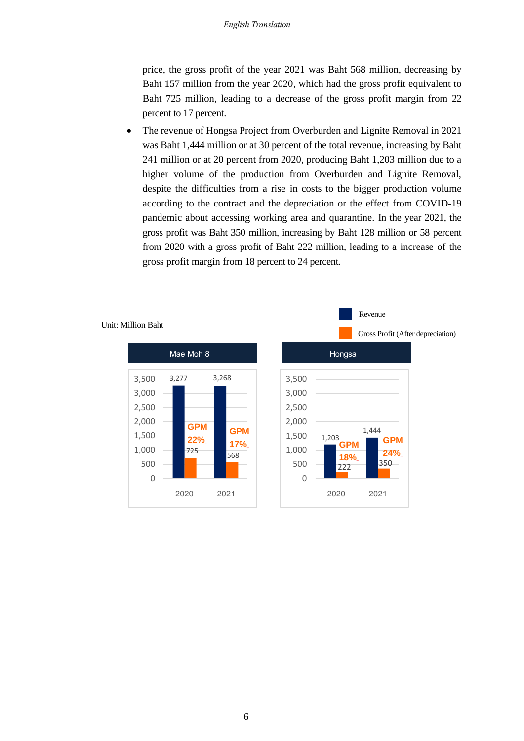price, the gross profit of the year 2021 was Baht 568 million, decreasing by Baht 157 million from the year 2020, which had the gross profit equivalent to Baht 725 million, leading to a decrease of the gross profit margin from 22 percent to 17 percent.

- The revenue of Hongsa Project from Overburden and Lignite Removal in 2021 was Baht 1,444 million or at 30 percent of the total revenue, increasing by Baht 241 million or at 20 percent from 2020, producing Baht 1,203 million due to a higher volume of the production from Overburden and Lignite Removal, despite the difficulties from a rise in costs to the bigger production volume according to the contract and the depreciation or the effect from COVID-19 pandemic about accessing working area and quarantine. In the year 2021, the gross profit was Baht 350 million, increasing by Baht 128 million or 58 percent from 2020 with a gross profit of Baht 222 million, leading to a increase of the gross profit margin from 18 percent to 24 percent.

Unit: Million Baht

| Project | Year | Revenue | Gross Profit (After depreciation) | GPM |
|---|---|---|---|---|
| Mae Moh 8 | 2020 | 3,277 | 725 | 22% |
| Mae Moh 8 | 2021 | 3,268 | 568 | 17% |
| Hongsa | 2020 | 1,203 | 222 | 18% |
| Hongsa | 2021 | 1,444 | 350 | 24% |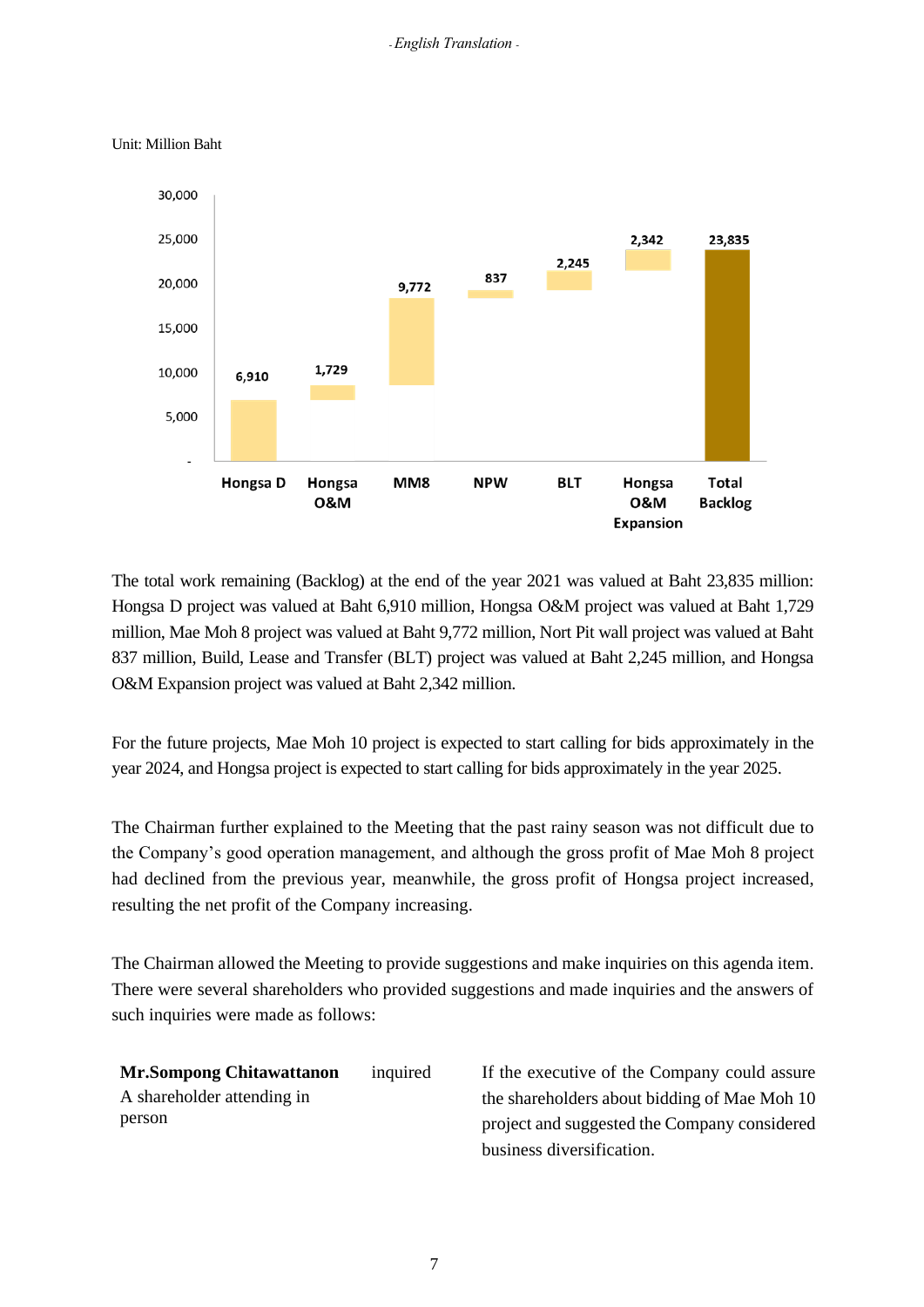Unit: Million Baht

| Hongsa D | Hongsa O&M | MM8 | NPW | BLT | Hongsa O&M Expansion | Total Backlog |
|---|---|---|---|---|---|---|
| 6,910 | 1,729 | 9,772 | 837 | 2,245 | 2,342 | 23,835 |

The total work remaining (Backlog) at the end of the year 2021 was valued at Baht 23,835 million: Hongsa D project was valued at Baht 6,910 million, Hongsa O&M project was valued at Baht 1,729 million, Mae Moh 8 project was valued at Baht 9,772 million, Nort Pit wall project was valued at Baht 837 million, Build, Lease and Transfer (BLT) project was valued at Baht 2,245 million, and Hongsa O&M Expansion project was valued at Baht 2,342 million.

For the future projects, Mae Moh 10 project is expected to start calling for bids approximately in the year 2024, and Hongsa project is expected to start calling for bids approximately in the year 2025.

The Chairman further explained to the Meeting that the past rainy season was not difficult due to the Company's good operation management, and although the gross profit of Mae Moh 8 project had declined from the previous year, meanwhile, the gross profit of Hongsa project increased, resulting the net profit of the Company increasing.

The Chairman allowed the Meeting to provide suggestions and make inquiries on this agenda item. There were several shareholders who provided suggestions and made inquiries and the answers of such inquiries were made as follows:

| | | |
|---|---|---|
| **Mr.Sompong Chitawattanon** A shareholder attending in person | inquired | If the executive of the Company could assure the shareholders about bidding of Mae Moh 10 project and suggested the Company considered business diversification. |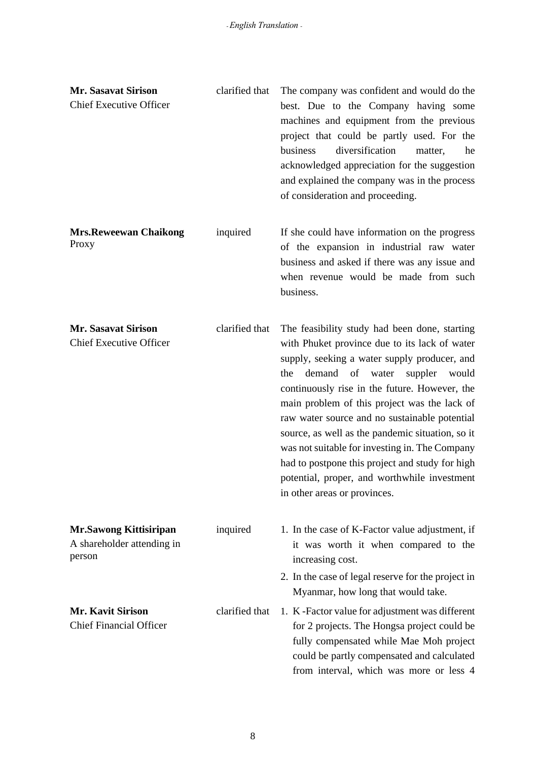| | | |
|---|---|---|
| **Mr. Sasavat Sirison**<br>Chief Executive Officer | clarified that | The company was confident and would do the best. Due to the Company having some machines and equipment from the previous project that could be partly used. For the business diversification matter, he acknowledged appreciation for the suggestion and explained the company was in the process of consideration and proceeding. |
| **Mrs.Reweewan Chaikong**<br>Proxy | inquired | If she could have information on the progress of the expansion in industrial raw water business and asked if there was any issue and when revenue would be made from such business. |
| **Mr. Sasavat Sirison**<br>Chief Executive Officer | clarified that | The feasibility study had been done, starting with Phuket province due to its lack of water supply, seeking a water supply producer, and the demand of water suppler would continuously rise in the future. However, the main problem of this project was the lack of raw water source and no sustainable potential source, as well as the pandemic situation, so it was not suitable for investing in. The Company had to postpone this project and study for high potential, proper, and worthwhile investment in other areas or provinces. |
| **Mr.Sawong Kittisiripan**<br>A shareholder attending in person | inquired | 1. In the case of K-Factor value adjustment, if it was worth it when compared to the increasing cost.<br>2. In the case of legal reserve for the project in Myanmar, how long that would take. |
| **Mr. Kavit Sirison**<br>Chief Financial Officer | clarified that | 1. K -Factor value for adjustment was different for 2 projects. The Hongsa project could be fully compensated while Mae Moh project could be partly compensated and calculated from interval, which was more or less 4 |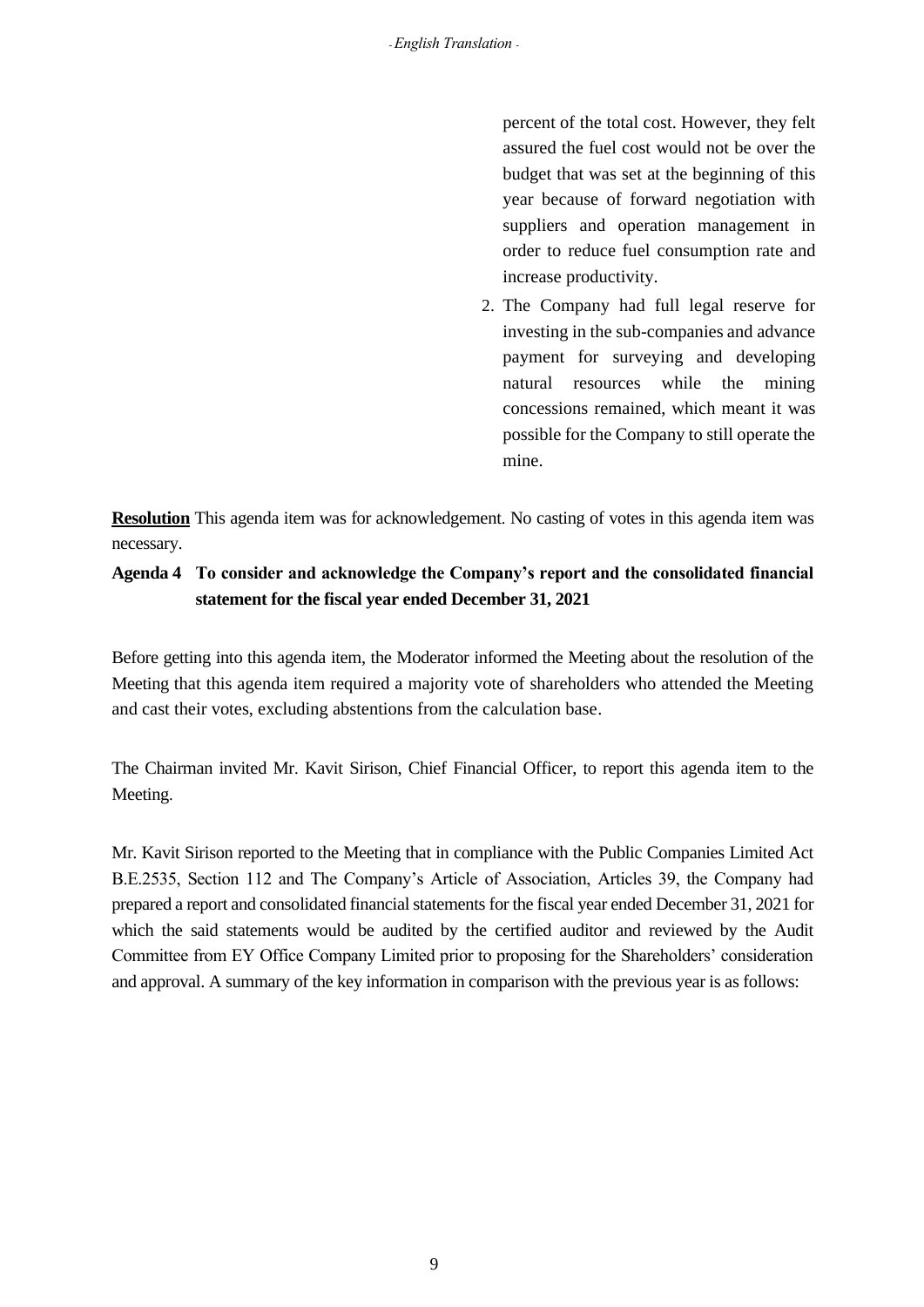percent of the total cost. However, they felt assured the fuel cost would not be over the budget that was set at the beginning of this year because of forward negotiation with suppliers and operation management in order to reduce fuel consumption rate and increase productivity.

2. The Company had full legal reserve for investing in the sub-companies and advance payment for surveying and developing natural resources while the mining concessions remained, which meant it was possible for the Company to still operate the mine.

**Resolution** This agenda item was for acknowledgement. No casting of votes in this agenda item was necessary.

**Agenda 4 To consider and acknowledge the Company's report and the consolidated financial statement for the fiscal year ended December 31, 2021**

Before getting into this agenda item, the Moderator informed the Meeting about the resolution of the Meeting that this agenda item required a majority vote of shareholders who attended the Meeting and cast their votes, excluding abstentions from the calculation base.

The Chairman invited Mr. Kavit Sirison, Chief Financial Officer, to report this agenda item to the Meeting.

Mr. Kavit Sirison reported to the Meeting that in compliance with the Public Companies Limited Act B.E.2535, Section 112 and The Company's Article of Association, Articles 39, the Company had prepared a report and consolidated financial statements for the fiscal year ended December 31, 2021 for which the said statements would be audited by the certified auditor and reviewed by the Audit Committee from EY Office Company Limited prior to proposing for the Shareholders' consideration and approval. A summary of the key information in comparison with the previous year is as follows: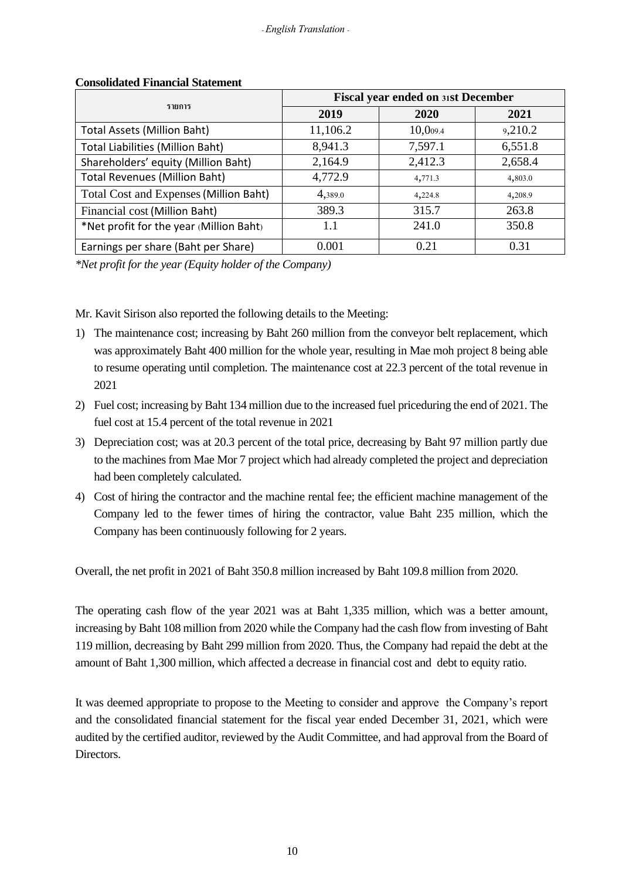**Consolidated Financial Statement**

| รายการ | Fiscal year ended on 31st December | | |
|---|---|---|---|
| | 2019 | 2020 | 2021 |
| Total Assets (Million Baht) | 11,106.2 | 10,009.4 | 9,210.2 |
| Total Liabilities (Million Baht) | 8,941.3 | 7,597.1 | 6,551.8 |
| Shareholders' equity (Million Baht) | 2,164.9 | 2,412.3 | 2,658.4 |
| Total Revenues (Million Baht) | 4,772.9 | 4,771.3 | 4,803.0 |
| Total Cost and Expenses (Million Baht) | 4,389.0 | 4,224.8 | 4,208.9 |
| Financial cost (Million Baht) | 389.3 | 315.7 | 263.8 |
| *Net profit for the year (Million Baht) | 1.1 | 241.0 | 350.8 |
| Earnings per share (Baht per Share) | 0.001 | 0.21 | 0.31 |

*\*Net profit for the year (Equity holder of the Company)*

Mr. Kavit Sirison also reported the following details to the Meeting:

1) The maintenance cost; increasing by Baht 260 million from the conveyor belt replacement, which was approximately Baht 400 million for the whole year, resulting in Mae moh project 8 being able to resume operating until completion. The maintenance cost at 22.3 percent of the total revenue in 2021
2) Fuel cost; increasing by Baht 134 million due to the increased fuel priceduring the end of 2021. The fuel cost at 15.4 percent of the total revenue in 2021
3) Depreciation cost; was at 20.3 percent of the total price, decreasing by Baht 97 million partly due to the machines from Mae Mor 7 project which had already completed the project and depreciation had been completely calculated.
4) Cost of hiring the contractor and the machine rental fee; the efficient machine management of the Company led to the fewer times of hiring the contractor, value Baht 235 million, which the Company has been continuously following for 2 years.

Overall, the net profit in 2021 of Baht 350.8 million increased by Baht 109.8 million from 2020.

The operating cash flow of the year 2021 was at Baht 1,335 million, which was a better amount, increasing by Baht 108 million from 2020 while the Company had the cash flow from investing of Baht 119 million, decreasing by Baht 299 million from 2020. Thus, the Company had repaid the debt at the amount of Baht 1,300 million, which affected a decrease in financial cost and debt to equity ratio.

It was deemed appropriate to propose to the Meeting to consider and approve the Company's report and the consolidated financial statement for the fiscal year ended December 31, 2021, which were audited by the certified auditor, reviewed by the Audit Committee, and had approval from the Board of Directors.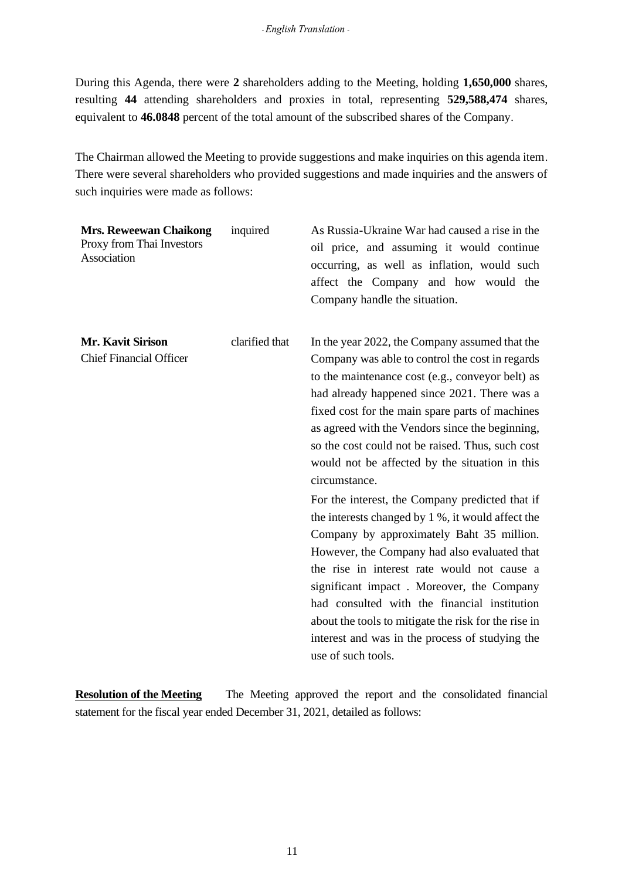During this Agenda, there were **2** shareholders adding to the Meeting, holding **1,650,000** shares, resulting **44** attending shareholders and proxies in total, representing **529,588,474** shares, equivalent to **46.0848** percent of the total amount of the subscribed shares of the Company.

The Chairman allowed the Meeting to provide suggestions and make inquiries on this agenda item. There were several shareholders who provided suggestions and made inquiries and the answers of such inquiries were made as follows:

| | | |
|---|---|---|
| **Mrs. Reweewan Chaikong** Proxy from Thai Investors Association | inquired | As Russia-Ukraine War had caused a rise in the oil price, and assuming it would continue occurring, as well as inflation, would such affect the Company and how would the Company handle the situation. |
| **Mr. Kavit Sirison** Chief Financial Officer | clarified that | In the year 2022, the Company assumed that the Company was able to control the cost in regards to the maintenance cost (e.g., conveyor belt) as had already happened since 2021. There was a fixed cost for the main spare parts of machines as agreed with the Vendors since the beginning, so the cost could not be raised. Thus, such cost would not be affected by the situation in this circumstance.<br><br>For the interest, the Company predicted that if the interests changed by 1 %, it would affect the Company by approximately Baht 35 million. However, the Company had also evaluated that the rise in interest rate would not cause a significant impact . Moreover, the Company had consulted with the financial institution about the tools to mitigate the risk for the rise in interest and was in the process of studying the use of such tools. |

**Resolution of the Meeting** The Meeting approved the report and the consolidated financial statement for the fiscal year ended December 31, 2021, detailed as follows: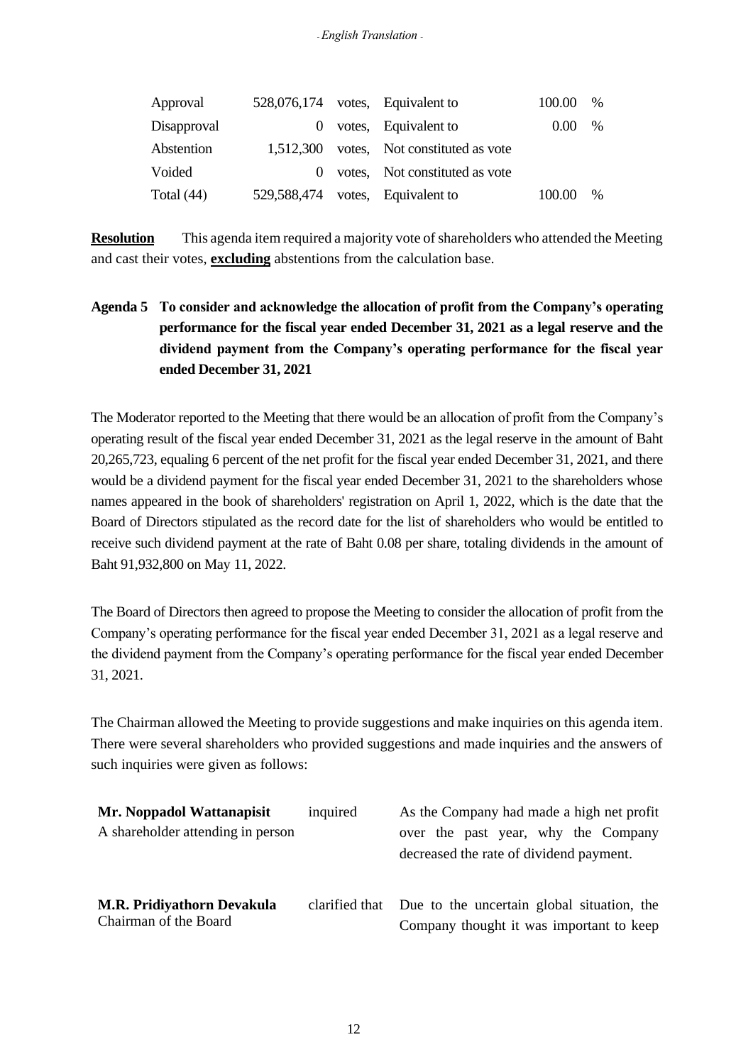| | | | | | |
|---|---|---|---|---|---|
| Approval | 528,076,174 | votes, | Equivalent to | 100.00 | % |
| Disapproval | 0 | votes, | Equivalent to | 0.00 | % |
| Abstention | 1,512,300 | votes, | Not constituted as vote | | |
| Voided | 0 | votes, | Not constituted as vote | | |
| Total (44) | 529,588,474 | votes, | Equivalent to | 100.00 | % |

**Resolution** This agenda item required a majority vote of shareholders who attended the Meeting and cast their votes, **excluding** abstentions from the calculation base.

**Agenda 5 To consider and acknowledge the allocation of profit from the Company's operating performance for the fiscal year ended December 31, 2021 as a legal reserve and the dividend payment from the Company's operating performance for the fiscal year ended December 31, 2021**

The Moderator reported to the Meeting that there would be an allocation of profit from the Company's operating result of the fiscal year ended December 31, 2021 as the legal reserve in the amount of Baht 20,265,723, equaling 6 percent of the net profit for the fiscal year ended December 31, 2021, and there would be a dividend payment for the fiscal year ended December 31, 2021 to the shareholders whose names appeared in the book of shareholders' registration on April 1, 2022, which is the date that the Board of Directors stipulated as the record date for the list of shareholders who would be entitled to receive such dividend payment at the rate of Baht 0.08 per share, totaling dividends in the amount of Baht 91,932,800 on May 11, 2022.

The Board of Directors then agreed to propose the Meeting to consider the allocation of profit from the Company's operating performance for the fiscal year ended December 31, 2021 as a legal reserve and the dividend payment from the Company's operating performance for the fiscal year ended December 31, 2021.

The Chairman allowed the Meeting to provide suggestions and make inquiries on this agenda item. There were several shareholders who provided suggestions and made inquiries and the answers of such inquiries were given as follows:

| | | |
|---|---|---|
| **Mr. Noppadol Wattanapisit**<br>A shareholder attending in person | inquired | As the Company had made a high net profit over the past year, why the Company decreased the rate of dividend payment. |
| **M.R. Pridiyathorn Devakula**<br>Chairman of the Board | clarified that | Due to the uncertain global situation, the Company thought it was important to keep |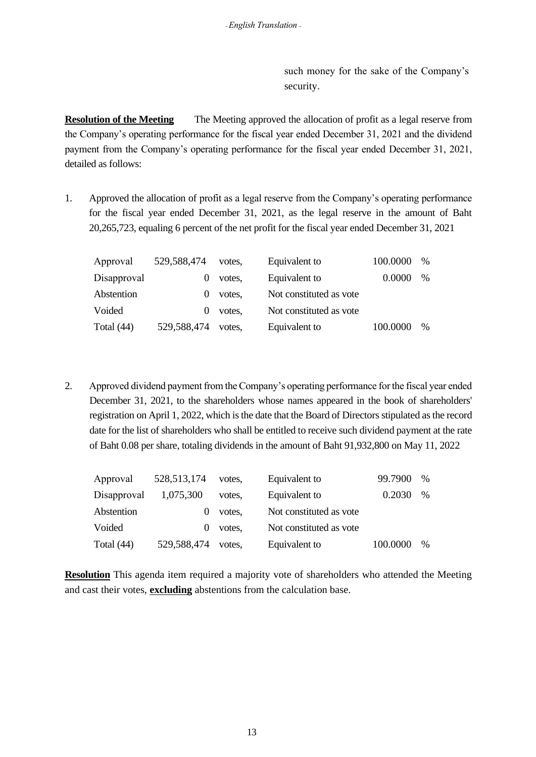such money for the sake of the Company's security.

**Resolution of the Meeting** The Meeting approved the allocation of profit as a legal reserve from the Company's operating performance for the fiscal year ended December 31, 2021 and the dividend payment from the Company's operating performance for the fiscal year ended December 31, 2021, detailed as follows:

1. Approved the allocation of profit as a legal reserve from the Company's operating performance for the fiscal year ended December 31, 2021, as the legal reserve in the amount of Baht 20,265,723, equaling 6 percent of the net profit for the fiscal year ended December 31, 2021

| | | | | | |
|---|---|---|---|---|---|
| Approval | 529,588,474 | votes, | Equivalent to | 100.0000 | % |
| Disapproval | 0 | votes, | Equivalent to | 0.0000 | % |
| Abstention | 0 | votes, | Not constituted as vote | | |
| Voided | 0 | votes, | Not constituted as vote | | |
| Total (44) | 529,588,474 | votes, | Equivalent to | 100.0000 | % |

2. Approved dividend payment from the Company's operating performance for the fiscal year ended December 31, 2021, to the shareholders whose names appeared in the book of shareholders' registration on April 1, 2022, which is the date that the Board of Directors stipulated as the record date for the list of shareholders who shall be entitled to receive such dividend payment at the rate of Baht 0.08 per share, totaling dividends in the amount of Baht 91,932,800 on May 11, 2022

| | | | | | |
|---|---|---|---|---|---|
| Approval | 528,513,174 | votes, | Equivalent to | 99.7900 | % |
| Disapproval | 1,075,300 | votes, | Equivalent to | 0.2030 | % |
| Abstention | 0 | votes, | Not constituted as vote | | |
| Voided | 0 | votes, | Not constituted as vote | | |
| Total (44) | 529,588,474 | votes, | Equivalent to | 100.0000 | % |

**Resolution** This agenda item required a majority vote of shareholders who attended the Meeting and cast their votes, **excluding** abstentions from the calculation base.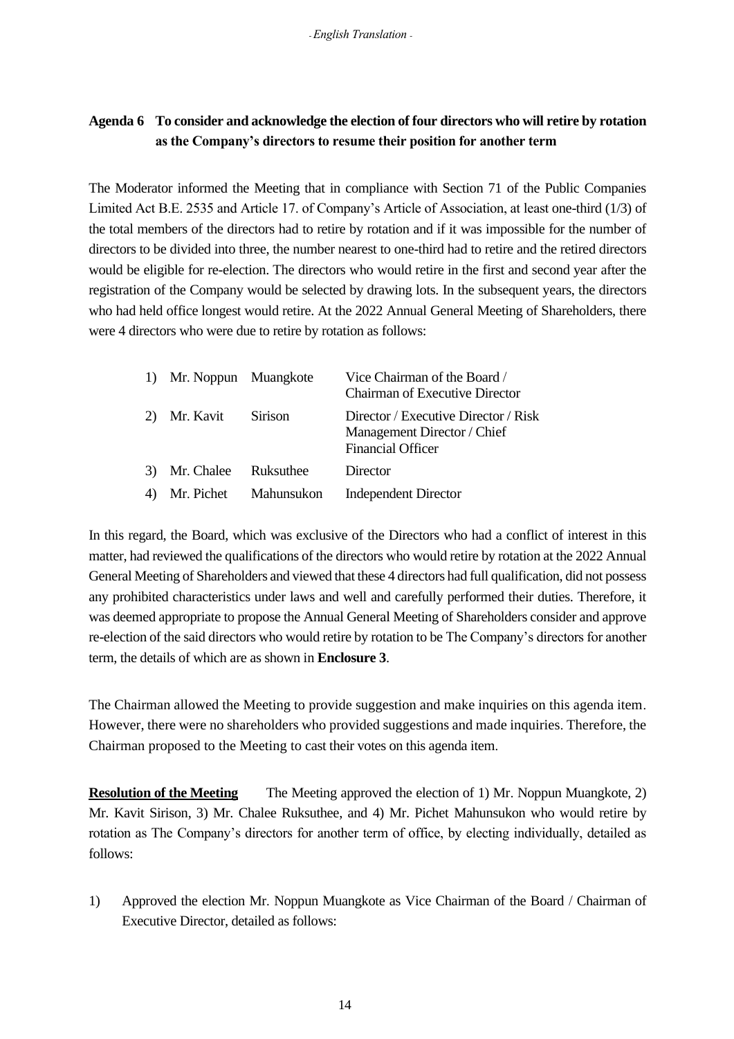**Agenda 6 To consider and acknowledge the election of four directors who will retire by rotation as the Company's directors to resume their position for another term**

The Moderator informed the Meeting that in compliance with Section 71 of the Public Companies Limited Act B.E. 2535 and Article 17. of Company's Article of Association, at least one-third (1/3) of the total members of the directors had to retire by rotation and if it was impossible for the number of directors to be divided into three, the number nearest to one-third had to retire and the retired directors would be eligible for re-election. The directors who would retire in the first and second year after the registration of the Company would be selected by drawing lots. In the subsequent years, the directors who had held office longest would retire. At the 2022 Annual General Meeting of Shareholders, there were 4 directors who were due to retire by rotation as follows:

| | | | |
|---|---|---|---|
| 1) | Mr. Noppun | Muangkote | Vice Chairman of the Board / Chairman of Executive Director |
| 2) | Mr. Kavit | Sirison | Director / Executive Director / Risk Management Director / Chief Financial Officer |
| 3) | Mr. Chalee | Ruksuthee | Director |
| 4) | Mr. Pichet | Mahunsukon | Independent Director |

In this regard, the Board, which was exclusive of the Directors who had a conflict of interest in this matter, had reviewed the qualifications of the directors who would retire by rotation at the 2022 Annual General Meeting of Shareholders and viewed that these 4 directors had full qualification, did not possess any prohibited characteristics under laws and well and carefully performed their duties. Therefore, it was deemed appropriate to propose the Annual General Meeting of Shareholders consider and approve re-election of the said directors who would retire by rotation to be The Company's directors for another term, the details of which are as shown in **Enclosure 3**.

The Chairman allowed the Meeting to provide suggestion and make inquiries on this agenda item. However, there were no shareholders who provided suggestions and made inquiries. Therefore, the Chairman proposed to the Meeting to cast their votes on this agenda item.

**Resolution of the Meeting** The Meeting approved the election of 1) Mr. Noppun Muangkote, 2) Mr. Kavit Sirison, 3) Mr. Chalee Ruksuthee, and 4) Mr. Pichet Mahunsukon who would retire by rotation as The Company's directors for another term of office, by electing individually, detailed as follows:

1) Approved the election Mr. Noppun Muangkote as Vice Chairman of the Board / Chairman of Executive Director, detailed as follows: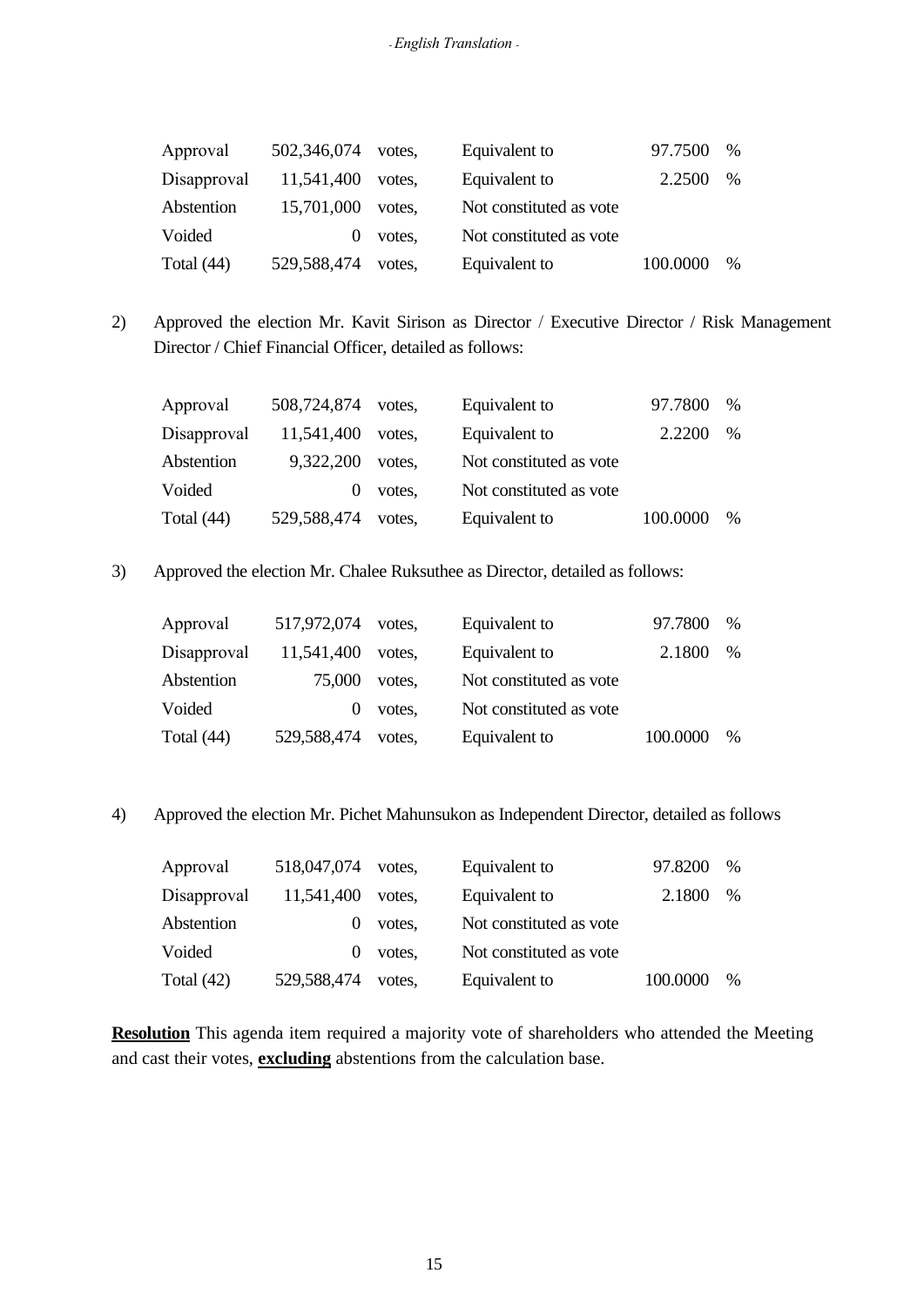| | | | | | |
|---|---|---|---|---|---|
| Approval | 502,346,074 | votes, | Equivalent to | 97.7500 | % |
| Disapproval | 11,541,400 | votes, | Equivalent to | 2.2500 | % |
| Abstention | 15,701,000 | votes, | Not constituted as vote | | |
| Voided | 0 | votes, | Not constituted as vote | | |
| Total (44) | 529,588,474 | votes, | Equivalent to | 100.0000 | % |

2) Approved the election Mr. Kavit Sirison as Director / Executive Director / Risk Management Director / Chief Financial Officer, detailed as follows:

| | | | | | |
|---|---|---|---|---|---|
| Approval | 508,724,874 | votes, | Equivalent to | 97.7800 | % |
| Disapproval | 11,541,400 | votes, | Equivalent to | 2.2200 | % |
| Abstention | 9,322,200 | votes, | Not constituted as vote | | |
| Voided | 0 | votes, | Not constituted as vote | | |
| Total (44) | 529,588,474 | votes, | Equivalent to | 100.0000 | % |

3) Approved the election Mr. Chalee Ruksuthee as Director, detailed as follows:

| | | | | | |
|---|---|---|---|---|---|
| Approval | 517,972,074 | votes, | Equivalent to | 97.7800 | % |
| Disapproval | 11,541,400 | votes, | Equivalent to | 2.1800 | % |
| Abstention | 75,000 | votes, | Not constituted as vote | | |
| Voided | 0 | votes, | Not constituted as vote | | |
| Total (44) | 529,588,474 | votes, | Equivalent to | 100.0000 | % |

4) Approved the election Mr. Pichet Mahunsukon as Independent Director, detailed as follows

| | | | | | |
|---|---|---|---|---|---|
| Approval | 518,047,074 | votes, | Equivalent to | 97.8200 | % |
| Disapproval | 11,541,400 | votes, | Equivalent to | 2.1800 | % |
| Abstention | 0 | votes, | Not constituted as vote | | |
| Voided | 0 | votes, | Not constituted as vote | | |
| Total (42) | 529,588,474 | votes, | Equivalent to | 100.0000 | % |

**Resolution** This agenda item required a majority vote of shareholders who attended the Meeting and cast their votes, **excluding** abstentions from the calculation base.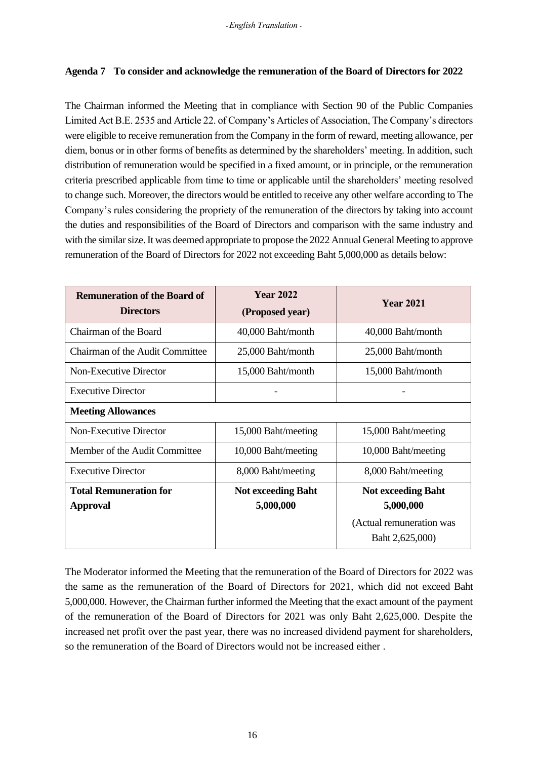**Agenda 7 To consider and acknowledge the remuneration of the Board of Directors for 2022**

The Chairman informed the Meeting that in compliance with Section 90 of the Public Companies Limited Act B.E. 2535 and Article 22. of Company's Articles of Association, The Company's directors were eligible to receive remuneration from the Company in the form of reward, meeting allowance, per diem, bonus or in other forms of benefits as determined by the shareholders' meeting. In addition, such distribution of remuneration would be specified in a fixed amount, or in principle, or the remuneration criteria prescribed applicable from time to time or applicable until the shareholders' meeting resolved to change such. Moreover, the directors would be entitled to receive any other welfare according to The Company's rules considering the propriety of the remuneration of the directors by taking into account the duties and responsibilities of the Board of Directors and comparison with the same industry and with the similar size. It was deemed appropriate to propose the 2022 Annual General Meeting to approve remuneration of the Board of Directors for 2022 not exceeding Baht 5,000,000 as details below:

| Remuneration of the Board of Directors | Year 2022 (Proposed year) | Year 2021 |
|---|---|---|
| Chairman of the Board | 40,000 Baht/month | 40,000 Baht/month |
| Chairman of the Audit Committee | 25,000 Baht/month | 25,000 Baht/month |
| Non-Executive Director | 15,000 Baht/month | 15,000 Baht/month |
| Executive Director | - | - |
| **Meeting Allowances** | | |
| Non-Executive Director | 15,000 Baht/meeting | 15,000 Baht/meeting |
| Member of the Audit Committee | 10,000 Baht/meeting | 10,000 Baht/meeting |
| Executive Director | 8,000 Baht/meeting | 8,000 Baht/meeting |
| **Total Remuneration for Approval** | **Not exceeding Baht 5,000,000** | **Not exceeding Baht 5,000,000** (Actual remuneration was Baht 2,625,000) |

The Moderator informed the Meeting that the remuneration of the Board of Directors for 2022 was the same as the remuneration of the Board of Directors for 2021, which did not exceed Baht 5,000,000. However, the Chairman further informed the Meeting that the exact amount of the payment of the remuneration of the Board of Directors for 2021 was only Baht 2,625,000. Despite the increased net profit over the past year, there was no increased dividend payment for shareholders, so the remuneration of the Board of Directors would not be increased either .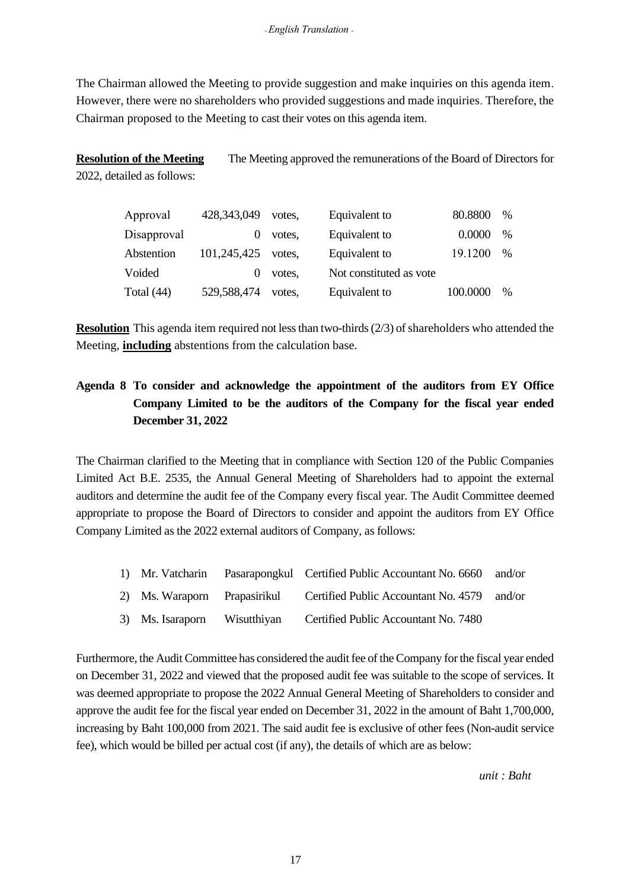The Chairman allowed the Meeting to provide suggestion and make inquiries on this agenda item. However, there were no shareholders who provided suggestions and made inquiries. Therefore, the Chairman proposed to the Meeting to cast their votes on this agenda item.

**Resolution of the Meeting** The Meeting approved the remunerations of the Board of Directors for 2022, detailed as follows:

| | | | | | |
|---|---|---|---|---|---|
| Approval | 428,343,049 | votes, | Equivalent to | 80.8800 | % |
| Disapproval | 0 | votes, | Equivalent to | 0.0000 | % |
| Abstention | 101,245,425 | votes, | Equivalent to | 19.1200 | % |
| Voided | 0 | votes, | Not constituted as vote | | |
| Total (44) | 529,588,474 | votes, | Equivalent to | 100.0000 | % |

**Resolution** This agenda item required not less than two-thirds (2/3) of shareholders who attended the Meeting, **including** abstentions from the calculation base.

**Agenda 8 To consider and acknowledge the appointment of the auditors from EY Office Company Limited to be the auditors of the Company for the fiscal year ended December 31, 2022**

The Chairman clarified to the Meeting that in compliance with Section 120 of the Public Companies Limited Act B.E. 2535, the Annual General Meeting of Shareholders had to appoint the external auditors and determine the audit fee of the Company every fiscal year. The Audit Committee deemed appropriate to propose the Board of Directors to consider and appoint the auditors from EY Office Company Limited as the 2022 external auditors of Company, as follows:

1) Mr. Vatcharin Pasarapongkul Certified Public Accountant No. 6660 and/or
2) Ms. Waraporn Prapasirikul Certified Public Accountant No. 4579 and/or
3) Ms. Isaraporn Wisutthiyan Certified Public Accountant No. 7480

Furthermore, the Audit Committee has considered the audit fee of the Company for the fiscal year ended on December 31, 2022 and viewed that the proposed audit fee was suitable to the scope of services. It was deemed appropriate to propose the 2022 Annual General Meeting of Shareholders to consider and approve the audit fee for the fiscal year ended on December 31, 2022 in the amount of Baht 1,700,000, increasing by Baht 100,000 from 2021. The said audit fee is exclusive of other fees (Non-audit service fee), which would be billed per actual cost (if any), the details of which are as below:

*unit : Baht*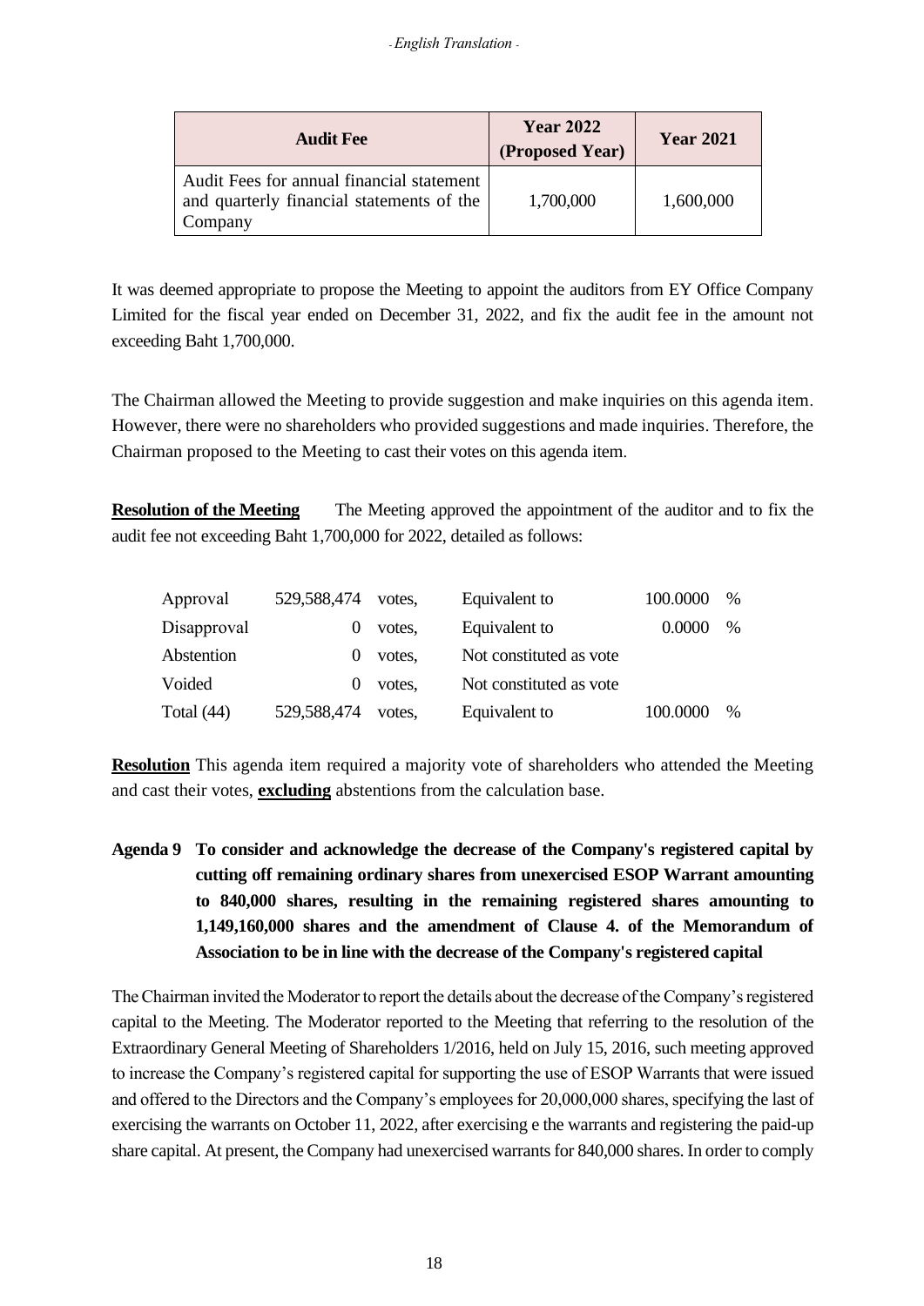| Audit Fee | Year 2022 (Proposed Year) | Year 2021 |
|---|---|---|
| Audit Fees for annual financial statement and quarterly financial statements of the Company | 1,700,000 | 1,600,000 |

It was deemed appropriate to propose the Meeting to appoint the auditors from EY Office Company Limited for the fiscal year ended on December 31, 2022, and fix the audit fee in the amount not exceeding Baht 1,700,000.

The Chairman allowed the Meeting to provide suggestion and make inquiries on this agenda item. However, there were no shareholders who provided suggestions and made inquiries. Therefore, the Chairman proposed to the Meeting to cast their votes on this agenda item.

**Resolution of the Meeting** The Meeting approved the appointment of the auditor and to fix the audit fee not exceeding Baht 1,700,000 for 2022, detailed as follows:

| | | | | | |
|---|---|---|---|---|---|
| Approval | 529,588,474 | votes, | Equivalent to | 100.0000 | % |
| Disapproval | 0 | votes, | Equivalent to | 0.0000 | % |
| Abstention | 0 | votes, | Not constituted as vote | | |
| Voided | 0 | votes, | Not constituted as vote | | |
| Total (44) | 529,588,474 | votes, | Equivalent to | 100.0000 | % |

**Resolution** This agenda item required a majority vote of shareholders who attended the Meeting and cast their votes, **excluding** abstentions from the calculation base.

**Agenda 9 To consider and acknowledge the decrease of the Company's registered capital by cutting off remaining ordinary shares from unexercised ESOP Warrant amounting to 840,000 shares, resulting in the remaining registered shares amounting to 1,149,160,000 shares and the amendment of Clause 4. of the Memorandum of Association to be in line with the decrease of the Company's registered capital**

The Chairman invited the Moderator to report the details about the decrease of the Company's registered capital to the Meeting. The Moderator reported to the Meeting that referring to the resolution of the Extraordinary General Meeting of Shareholders 1/2016, held on July 15, 2016, such meeting approved to increase the Company's registered capital for supporting the use of ESOP Warrants that were issued and offered to the Directors and the Company's employees for 20,000,000 shares, specifying the last of exercising the warrants on October 11, 2022, after exercising e the warrants and registering the paid-up share capital. At present, the Company had unexercised warrants for 840,000 shares. In order to comply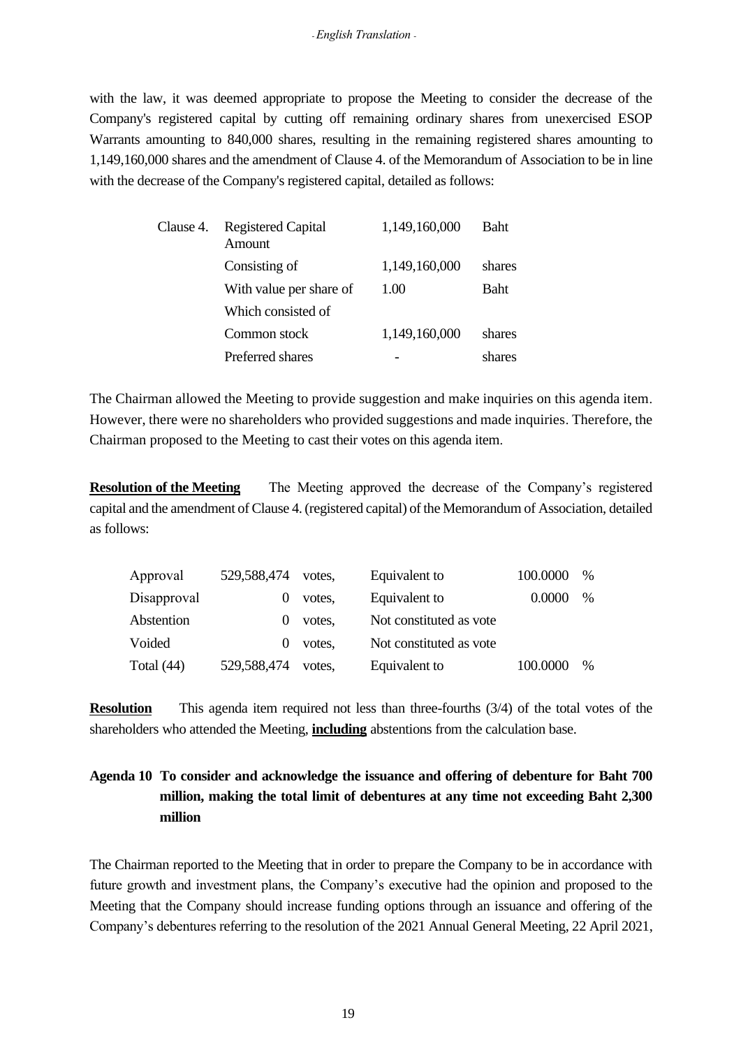with the law, it was deemed appropriate to propose the Meeting to consider the decrease of the Company's registered capital by cutting off remaining ordinary shares from unexercised ESOP Warrants amounting to 840,000 shares, resulting in the remaining registered shares amounting to 1,149,160,000 shares and the amendment of Clause 4. of the Memorandum of Association to be in line with the decrease of the Company's registered capital, detailed as follows:

| | | | |
|---|---|---|---|
| Clause 4. | Registered Capital Amount | 1,149,160,000 | Baht |
| | Consisting of | 1,149,160,000 | shares |
| | With value per share of | 1.00 | Baht |
| | Which consisted of | | |
| | Common stock | 1,149,160,000 | shares |
| | Preferred shares | - | shares |

The Chairman allowed the Meeting to provide suggestion and make inquiries on this agenda item. However, there were no shareholders who provided suggestions and made inquiries. Therefore, the Chairman proposed to the Meeting to cast their votes on this agenda item.

**Resolution of the Meeting** The Meeting approved the decrease of the Company's registered capital and the amendment of Clause 4. (registered capital) of the Memorandum of Association, detailed as follows:

| | | | | | |
|---|---|---|---|---|---|
| Approval | 529,588,474 | votes, | Equivalent to | 100.0000 | % |
| Disapproval | 0 | votes, | Equivalent to | 0.0000 | % |
| Abstention | 0 | votes, | Not constituted as vote | | |
| Voided | 0 | votes, | Not constituted as vote | | |
| Total (44) | 529,588,474 | votes, | Equivalent to | 100.0000 | % |

**Resolution** This agenda item required not less than three-fourths (3/4) of the total votes of the shareholders who attended the Meeting, **including** abstentions from the calculation base.

## Agenda 10 To consider and acknowledge the issuance and offering of debenture for Baht 700 million, making the total limit of debentures at any time not exceeding Baht 2,300 million

The Chairman reported to the Meeting that in order to prepare the Company to be in accordance with future growth and investment plans, the Company's executive had the opinion and proposed to the Meeting that the Company should increase funding options through an issuance and offering of the Company's debentures referring to the resolution of the 2021 Annual General Meeting, 22 April 2021,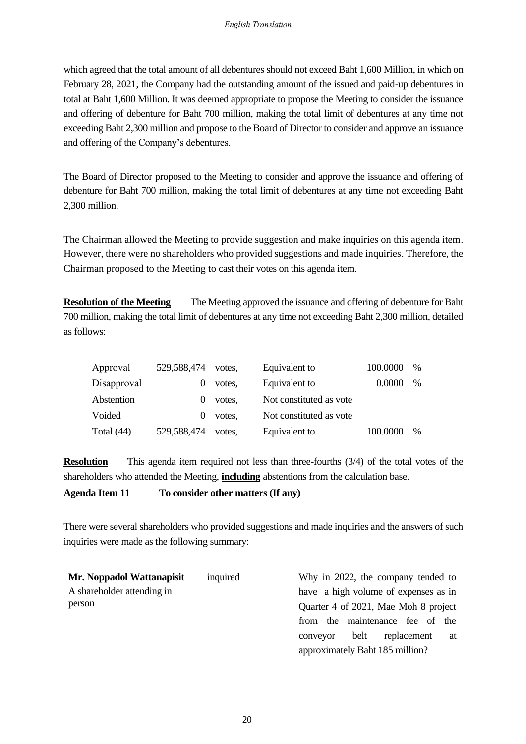which agreed that the total amount of all debentures should not exceed Baht 1,600 Million, in which on February 28, 2021, the Company had the outstanding amount of the issued and paid-up debentures in total at Baht 1,600 Million. It was deemed appropriate to propose the Meeting to consider the issuance and offering of debenture for Baht 700 million, making the total limit of debentures at any time not exceeding Baht 2,300 million and propose to the Board of Director to consider and approve an issuance and offering of the Company's debentures.

The Board of Director proposed to the Meeting to consider and approve the issuance and offering of debenture for Baht 700 million, making the total limit of debentures at any time not exceeding Baht 2,300 million.

The Chairman allowed the Meeting to provide suggestion and make inquiries on this agenda item. However, there were no shareholders who provided suggestions and made inquiries. Therefore, the Chairman proposed to the Meeting to cast their votes on this agenda item.

**Resolution of the Meeting** The Meeting approved the issuance and offering of debenture for Baht 700 million, making the total limit of debentures at any time not exceeding Baht 2,300 million, detailed as follows:

| | | | | | |
|---|---|---|---|---|---|
| Approval | 529,588,474 | votes, | Equivalent to | 100.0000 | % |
| Disapproval | 0 | votes, | Equivalent to | 0.0000 | % |
| Abstention | 0 | votes, | Not constituted as vote | | |
| Voided | 0 | votes, | Not constituted as vote | | |
| Total (44) | 529,588,474 | votes, | Equivalent to | 100.0000 | % |

**Resolution** This agenda item required not less than three-fourths (3/4) of the total votes of the shareholders who attended the Meeting, **including** abstentions from the calculation base.

**Agenda Item 11 To consider other matters (If any)**

There were several shareholders who provided suggestions and made inquiries and the answers of such inquiries were made as the following summary:

| | | |
|---|---|---|
| **Mr. Noppadol Wattanapisit**<br>A shareholder attending in person | inquired | Why in 2022, the company tended to have a high volume of expenses as in Quarter 4 of 2021, Mae Moh 8 project from the maintenance fee of the conveyor belt replacement at approximately Baht 185 million? |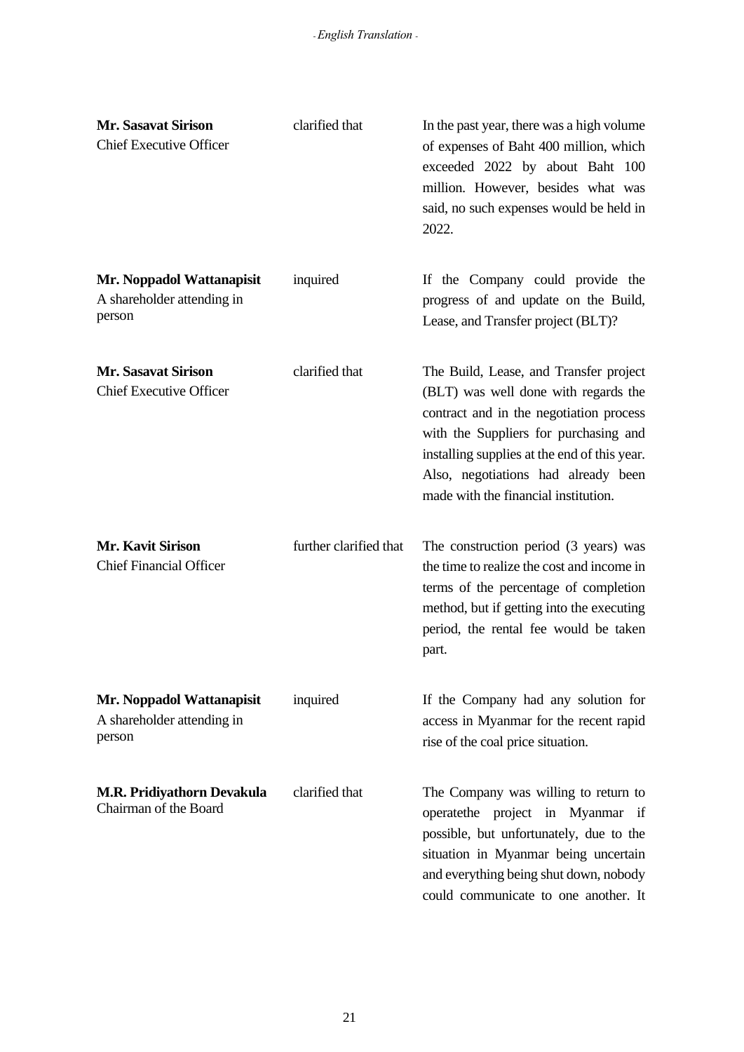| | | |
|---|---|---|
| **Mr. Sasavat Sirison**<br>Chief Executive Officer | clarified that | In the past year, there was a high volume of expenses of Baht 400 million, which exceeded 2022 by about Baht 100 million. However, besides what was said, no such expenses would be held in 2022. |
| **Mr. Noppadol Wattanapisit**<br>A shareholder attending in person | inquired | If the Company could provide the progress of and update on the Build, Lease, and Transfer project (BLT)? |
| **Mr. Sasavat Sirison**<br>Chief Executive Officer | clarified that | The Build, Lease, and Transfer project (BLT) was well done with regards the contract and in the negotiation process with the Suppliers for purchasing and installing supplies at the end of this year. Also, negotiations had already been made with the financial institution. |
| **Mr. Kavit Sirison**<br>Chief Financial Officer | further clarified that | The construction period (3 years) was the time to realize the cost and income in terms of the percentage of completion method, but if getting into the executing period, the rental fee would be taken part. |
| **Mr. Noppadol Wattanapisit**<br>A shareholder attending in person | inquired | If the Company had any solution for access in Myanmar for the recent rapid rise of the coal price situation. |
| **M.R. Pridiyathorn Devakula**<br>Chairman of the Board | clarified that | The Company was willing to return to operatethe project in Myanmar if possible, but unfortunately, due to the situation in Myanmar being uncertain and everything being shut down, nobody could communicate to one another. It |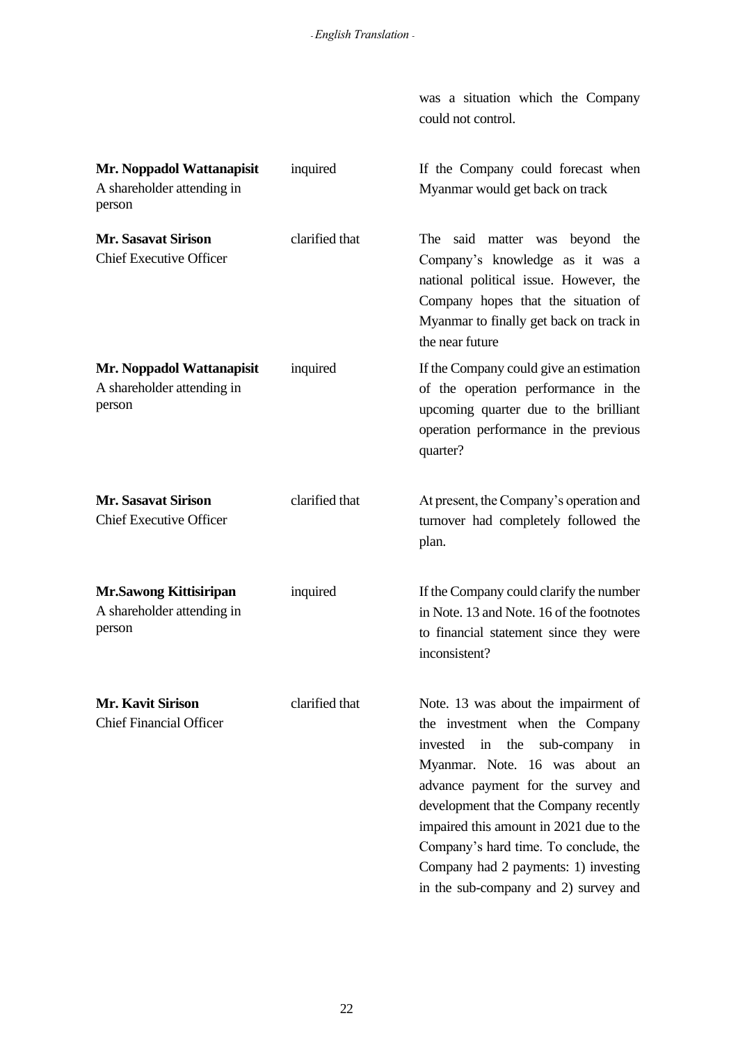| | | was a situation which the Company could not control. |
|---|---|---|
| **Mr. Noppadol Wattanapisit** A shareholder attending in person | inquired | If the Company could forecast when Myanmar would get back on track |
| **Mr. Sasavat Sirison** Chief Executive Officer | clarified that | The said matter was beyond the Company's knowledge as it was a national political issue. However, the Company hopes that the situation of Myanmar to finally get back on track in the near future |
| **Mr. Noppadol Wattanapisit** A shareholder attending in person | inquired | If the Company could give an estimation of the operation performance in the upcoming quarter due to the brilliant operation performance in the previous quarter? |
| **Mr. Sasavat Sirison** Chief Executive Officer | clarified that | At present, the Company's operation and turnover had completely followed the plan. |
| **Mr.Sawong Kittisiripan** A shareholder attending in person | inquired | If the Company could clarify the number in Note. 13 and Note. 16 of the footnotes to financial statement since they were inconsistent? |
| **Mr. Kavit Sirison** Chief Financial Officer | clarified that | Note. 13 was about the impairment of the investment when the Company invested in the sub-company in Myanmar. Note. 16 was about an advance payment for the survey and development that the Company recently impaired this amount in 2021 due to the Company's hard time. To conclude, the Company had 2 payments: 1) investing in the sub-company and 2) survey and |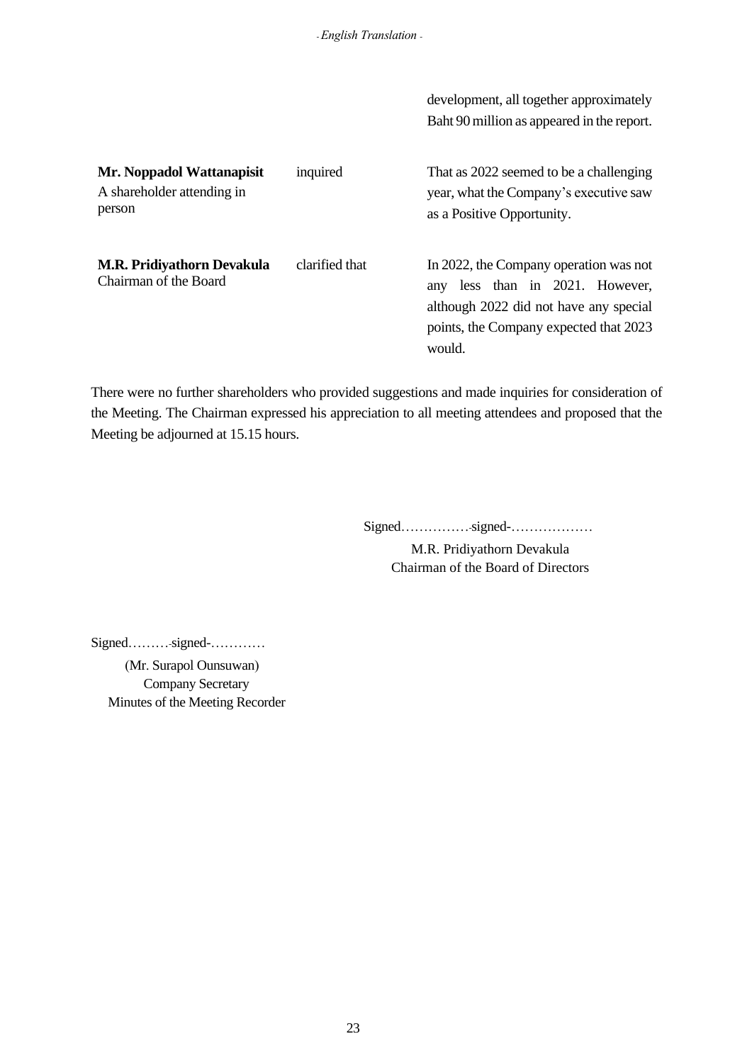| | | |
|---|---|---|
| | | development, all together approximately Baht 90 million as appeared in the report. |
| **Mr. Noppadol Wattanapisit** A shareholder attending in person | inquired | That as 2022 seemed to be a challenging year, what the Company's executive saw as a Positive Opportunity. |
| **M.R. Pridiyathorn Devakula** Chairman of the Board | clarified that | In 2022, the Company operation was not any less than in 2021. However, although 2022 did not have any special points, the Company expected that 2023 would. |

There were no further shareholders who provided suggestions and made inquiries for consideration of the Meeting. The Chairman expressed his appreciation to all meeting attendees and proposed that the Meeting be adjourned at 15.15 hours.

Signed……………-signed-………………

M.R. Pridiyathorn Devakula
Chairman of the Board of Directors

Signed………-signed-…………

(Mr. Surapol Ounsuwan)
Company Secretary
Minutes of the Meeting Recorder